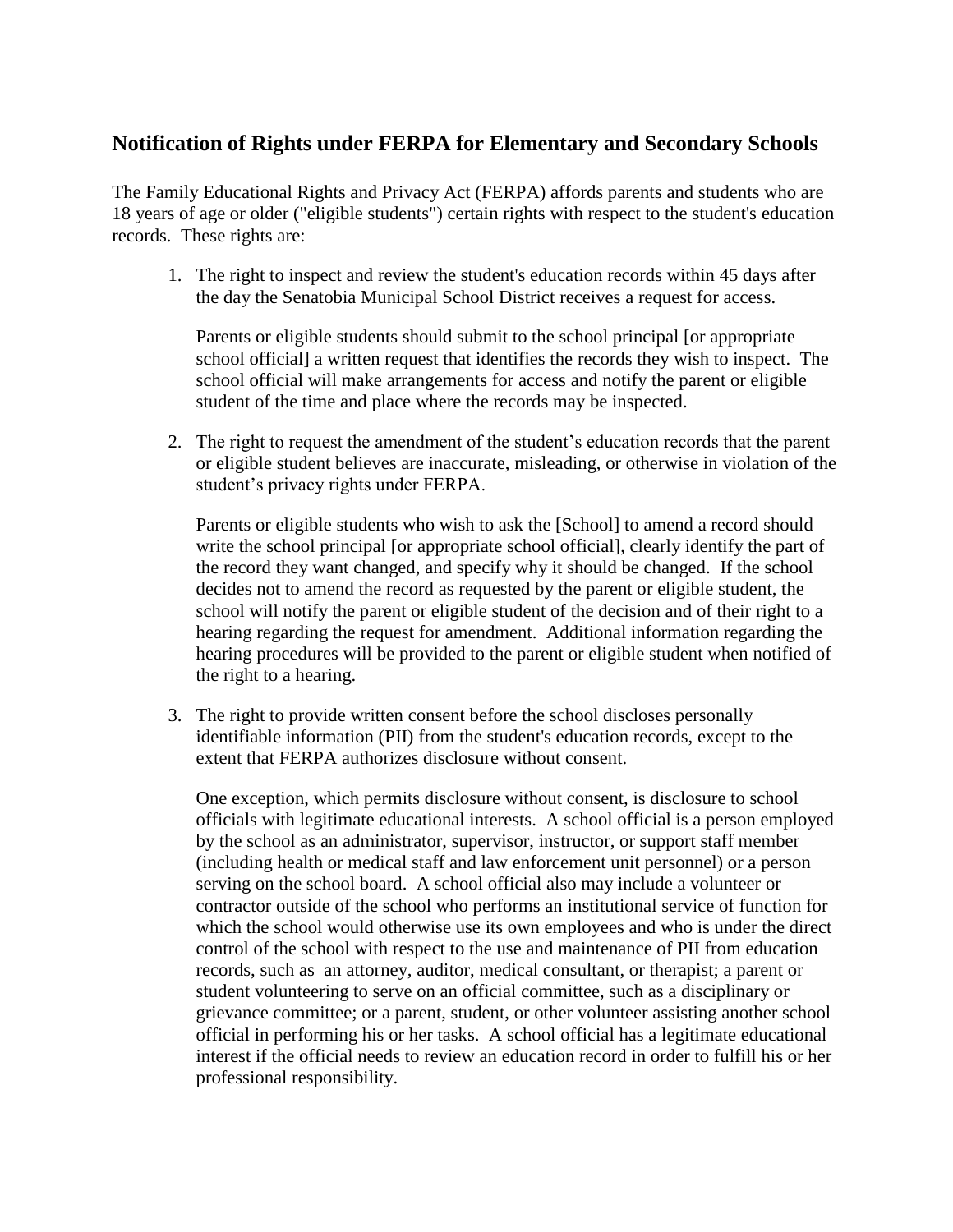## Notification of Rights under FERPA for Elementary and Secondary Schools

The Family Educational Rights and Privacy Act (FERPA) affords parents and students who are 18 years of age or older ("eligible students") certain rights with respect to the student's education records. These rights are:

1. The right to inspect and review the student's education records within 45 days after the day the Senatobia Municipal School District receives a request for access.

   Parents or eligible students should submit to the school principal [or appropriate school official] a written request that identifies the records they wish to inspect. The school official will make arrangements for access and notify the parent or eligible student of the time and place where the records may be inspected.

2. The right to request the amendment of the student's education records that the parent or eligible student believes are inaccurate, misleading, or otherwise in violation of the student's privacy rights under FERPA.

   Parents or eligible students who wish to ask the [School] to amend a record should write the school principal [or appropriate school official], clearly identify the part of the record they want changed, and specify why it should be changed. If the school decides not to amend the record as requested by the parent or eligible student, the school will notify the parent or eligible student of the decision and of their right to a hearing regarding the request for amendment. Additional information regarding the hearing procedures will be provided to the parent or eligible student when notified of the right to a hearing.

3. The right to provide written consent before the school discloses personally identifiable information (PII) from the student's education records, except to the extent that FERPA authorizes disclosure without consent.

   One exception, which permits disclosure without consent, is disclosure to school officials with legitimate educational interests. A school official is a person employed by the school as an administrator, supervisor, instructor, or support staff member (including health or medical staff and law enforcement unit personnel) or a person serving on the school board. A school official also may include a volunteer or contractor outside of the school who performs an institutional service of function for which the school would otherwise use its own employees and who is under the direct control of the school with respect to the use and maintenance of PII from education records, such as an attorney, auditor, medical consultant, or therapist; a parent or student volunteering to serve on an official committee, such as a disciplinary or grievance committee; or a parent, student, or other volunteer assisting another school official in performing his or her tasks. A school official has a legitimate educational interest if the official needs to review an education record in order to fulfill his or her professional responsibility.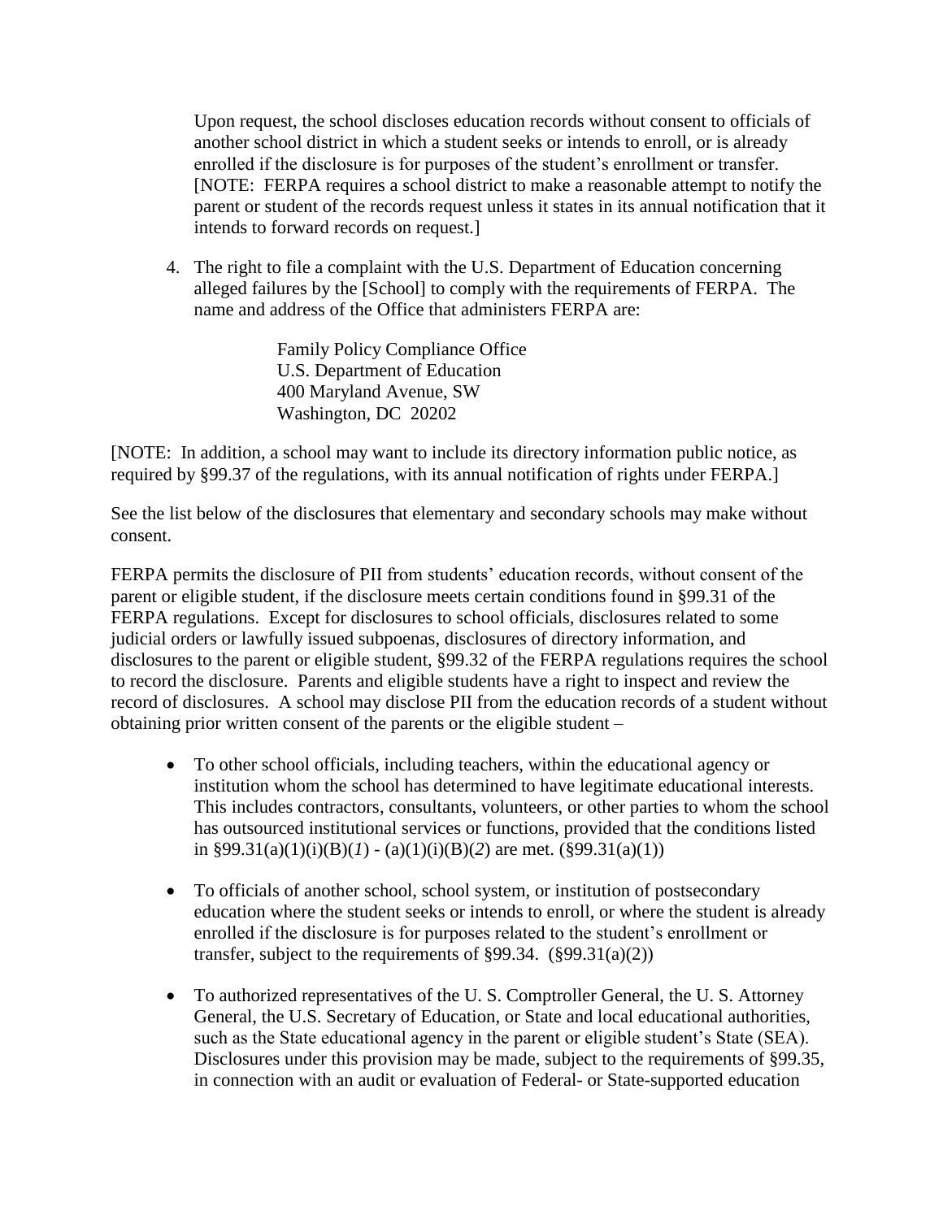Upon request, the school discloses education records without consent to officials of another school district in which a student seeks or intends to enroll, or is already enrolled if the disclosure is for purposes of the student's enrollment or transfer. [NOTE: FERPA requires a school district to make a reasonable attempt to notify the parent or student of the records request unless it states in its annual notification that it intends to forward records on request.]

4. The right to file a complaint with the U.S. Department of Education concerning alleged failures by the [School] to comply with the requirements of FERPA. The name and address of the Office that administers FERPA are:

   Family Policy Compliance Office
   U.S. Department of Education
   400 Maryland Avenue, SW
   Washington, DC 20202

[NOTE: In addition, a school may want to include its directory information public notice, as required by §99.37 of the regulations, with its annual notification of rights under FERPA.]

See the list below of the disclosures that elementary and secondary schools may make without consent.

FERPA permits the disclosure of PII from students' education records, without consent of the parent or eligible student, if the disclosure meets certain conditions found in §99.31 of the FERPA regulations. Except for disclosures to school officials, disclosures related to some judicial orders or lawfully issued subpoenas, disclosures of directory information, and disclosures to the parent or eligible student, §99.32 of the FERPA regulations requires the school to record the disclosure. Parents and eligible students have a right to inspect and review the record of disclosures. A school may disclose PII from the education records of a student without obtaining prior written consent of the parents or the eligible student –

- To other school officials, including teachers, within the educational agency or institution whom the school has determined to have legitimate educational interests. This includes contractors, consultants, volunteers, or other parties to whom the school has outsourced institutional services or functions, provided that the conditions listed in §99.31(a)(1)(i)(B)(*1*) - (a)(1)(i)(B)(*2*) are met. (§99.31(a)(1))

- To officials of another school, school system, or institution of postsecondary education where the student seeks or intends to enroll, or where the student is already enrolled if the disclosure is for purposes related to the student's enrollment or transfer, subject to the requirements of §99.34. (§99.31(a)(2))

- To authorized representatives of the U. S. Comptroller General, the U. S. Attorney General, the U.S. Secretary of Education, or State and local educational authorities, such as the State educational agency in the parent or eligible student's State (SEA). Disclosures under this provision may be made, subject to the requirements of §99.35, in connection with an audit or evaluation of Federal- or State-supported education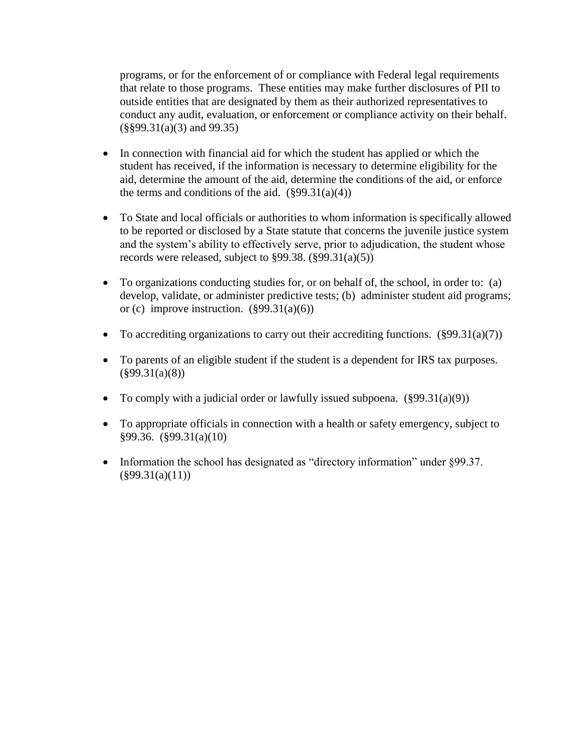programs, or for the enforcement of or compliance with Federal legal requirements that relate to those programs. These entities may make further disclosures of PII to outside entities that are designated by them as their authorized representatives to conduct any audit, evaluation, or enforcement or compliance activity on their behalf. (§§99.31(a)(3) and 99.35)

- In connection with financial aid for which the student has applied or which the student has received, if the information is necessary to determine eligibility for the aid, determine the amount of the aid, determine the conditions of the aid, or enforce the terms and conditions of the aid. (§99.31(a)(4))

- To State and local officials or authorities to whom information is specifically allowed to be reported or disclosed by a State statute that concerns the juvenile justice system and the system's ability to effectively serve, prior to adjudication, the student whose records were released, subject to §99.38. (§99.31(a)(5))

- To organizations conducting studies for, or on behalf of, the school, in order to: (a) develop, validate, or administer predictive tests; (b) administer student aid programs; or (c) improve instruction. (§99.31(a)(6))

- To accrediting organizations to carry out their accrediting functions. (§99.31(a)(7))

- To parents of an eligible student if the student is a dependent for IRS tax purposes. (§99.31(a)(8))

- To comply with a judicial order or lawfully issued subpoena. (§99.31(a)(9))

- To appropriate officials in connection with a health or safety emergency, subject to §99.36. (§99.31(a)(10)

- Information the school has designated as "directory information" under §99.37. (§99.31(a)(11))